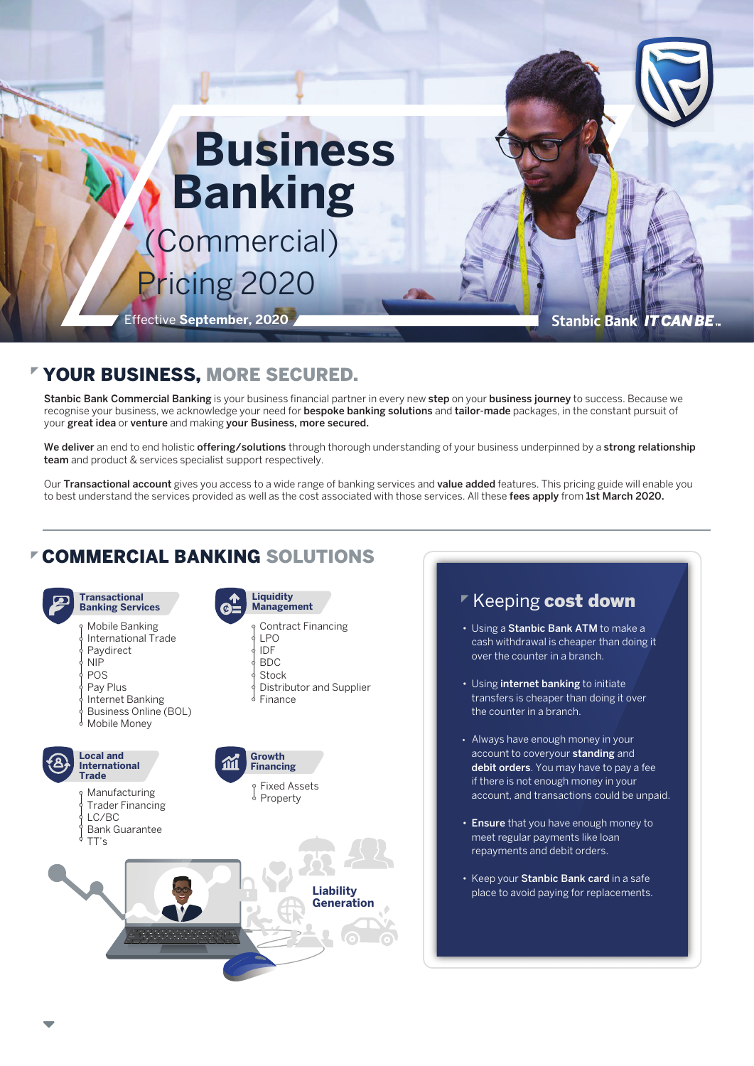# Business Banking (Commercial) Pricing 2020

Effective **September, 2020**

Stanbic Bank *IT CAN BE*

## YOUR BUSINESS, MORE SECURED.

**Stanbic Bank Commercial Banking** is your business financial partner in every new **step** on your **business journey** to success. Because we recognise your business, we acknowledge your need for **bespoke banking solutions** and **tailor-made** packages, in the constant pursuit of your **great idea** or **venture** and making **your Business, more secured.**

**We deliver** an end to end holistic **offering/solutions** through thorough understanding of your business underpinned by a **strong relationship team** and product & services specialist support respectively.

Our **Transactional account** gives you access to a wide range of banking services and **value added** features. This pricing guide will enable you to best understand the services provided as well as the cost associated with those services. All these **fees apply** from **1st March 2020.**

## COMMERCIAL BANKING SOLUTIONS

### Transactional Banking Services

- Mobile Banking
- International Trade
- Paydirect
- NIP
- POS
- Pay Plus
- Internet Banking
- Business Online (BOL)
- Mobile Money

### Liquidity Management

- Contract Financing
- LPO
- IDF
- BDC
- Stock
- Distributor and Supplier Finance

### Local and International Trade

- Manufacturing
- Trader Financing
- LC/BC
- Bank Guarantee
- TT's

### Growth Financing

- Fixed Assets
- Property

### Liability Generation

## Keeping **cost down**

- Using a **Stanbic Bank ATM** to make a cash withdrawal is cheaper than doing it over the counter in a branch.
- Using **internet banking** to initiate transfers is cheaper than doing it over the counter in a branch.
- Always have enough money in your account to coveryour **standing** and **debit orders**. You may have to pay a fee if there is not enough money in your account, and transactions could be unpaid.
- **Ensure** that you have enough money to meet regular payments like loan repayments and debit orders.
- Keep your **Stanbic Bank card** in a safe place to avoid paying for replacements.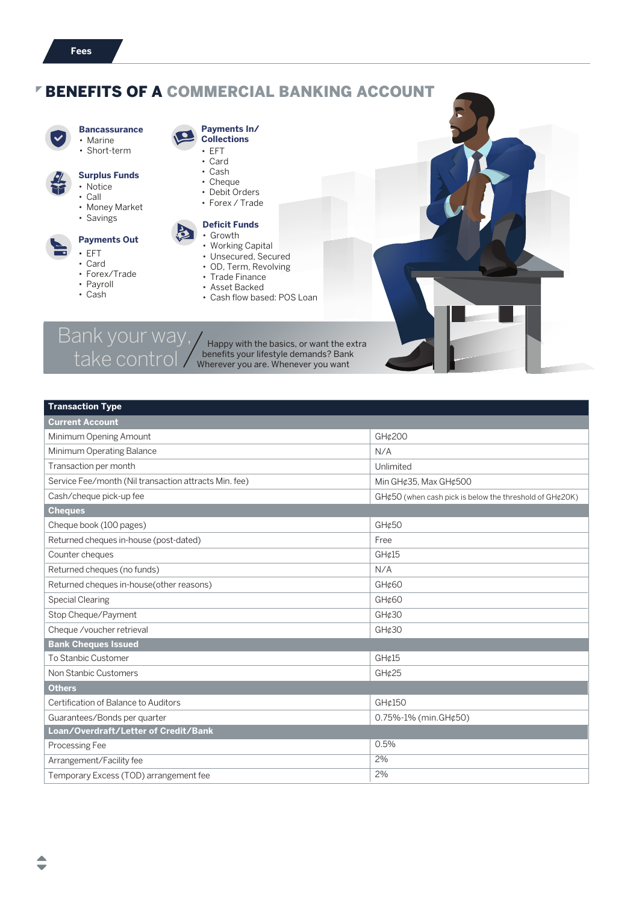Fees

# BENEFITS OF A COMMERCIAL BANKING ACCOUNT

**Bancassurance**
- Marine
- Short-term

**Surplus Funds**
- Notice
- Call
- Money Market
- Savings

**Payments Out**
- EFT
- Card
- Forex/Trade
- Payroll
- Cash

**Payments In/ Collections**
- EFT
- Card
- Cash
- Cheque
- Debit Orders
- Forex / Trade

**Deficit Funds**
- Growth
- Working Capital
- Unsecured, Secured
- OD, Term, Revolving
- Trade Finance
- Asset Backed
- Cash flow based: POS Loan

Bank your way, take control

Happy with the basics, or want the extra benefits your lifestyle demands? Bank Wherever you are. Whenever you want

| Transaction Type | |
|---|---|
| **Current Account** | |
| Minimum Opening Amount | GH¢200 |
| Minimum Operating Balance | N/A |
| Transaction per month | Unlimited |
| Service Fee/month (Nil transaction attracts Min. fee) | Min GH¢35, Max GH¢500 |
| Cash/cheque pick-up fee | GH¢50 (when cash pick is below the threshold of GH¢20K) |
| **Cheques** | |
| Cheque book (100 pages) | GH¢50 |
| Returned cheques in-house (post-dated) | Free |
| Counter cheques | GH¢15 |
| Returned cheques (no funds) | N/A |
| Returned cheques in-house(other reasons) | GH¢60 |
| Special Clearing | GH¢60 |
| Stop Cheque/Payment | GH¢30 |
| Cheque /voucher retrieval | GH¢30 |
| **Bank Cheques Issued** | |
| To Stanbic Customer | GH¢15 |
| Non Stanbic Customers | GH¢25 |
| **Others** | |
| Certification of Balance to Auditors | GH¢150 |
| Guarantees/Bonds per quarter | 0.75%-1% (min.GH¢50) |
| **Loan/Overdraft/Letter of Credit/Bank** | |
| Processing Fee | 0.5% |
| Arrangement/Facility fee | 2% |
| Temporary Excess (TOD) arrangement fee | 2% |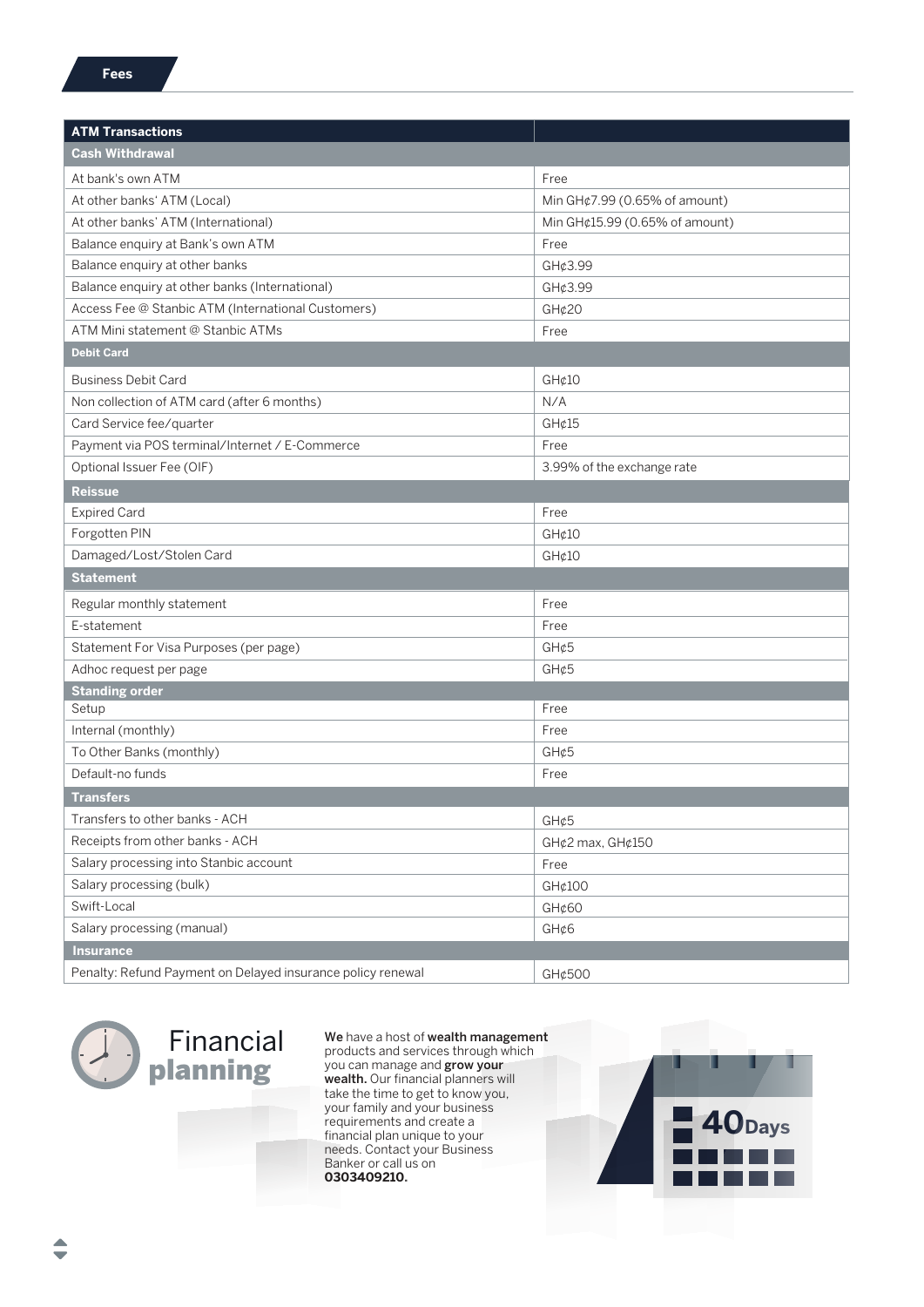## Fees

| ATM Transactions | |
|---|---|
| **Cash Withdrawal** | |
| At bank's own ATM | Free |
| At other banks' ATM (Local) | Min GH¢7.99 (0.65% of amount) |
| At other banks' ATM (International) | Min GH¢15.99 (0.65% of amount) |
| Balance enquiry at Bank's own ATM | Free |
| Balance enquiry at other banks | GH¢3.99 |
| Balance enquiry at other banks (International) | GH¢3.99 |
| Access Fee @ Stanbic ATM (International Customers) | GH¢20 |
| ATM Mini statement @ Stanbic ATMs | Free |
| **Debit Card** | |
| Business Debit Card | GH¢10 |
| Non collection of ATM card (after 6 months) | N/A |
| Card Service fee/quarter | GH¢15 |
| Payment via POS terminal/Internet / E-Commerce | Free |
| Optional Issuer Fee (OIF) | 3.99% of the exchange rate |
| **Reissue** | |
| Expired Card | Free |
| Forgotten PIN | GH¢10 |
| Damaged/Lost/Stolen Card | GH¢10 |
| **Statement** | |
| Regular monthly statement | Free |
| E-statement | Free |
| Statement For Visa Purposes (per page) | GH¢5 |
| Adhoc request per page | GH¢5 |
| **Standing order** | |
| Setup | Free |
| Internal (monthly) | Free |
| To Other Banks (monthly) | GH¢5 |
| Default-no funds | Free |
| **Transfers** | |
| Transfers to other banks - ACH | GH¢5 |
| Receipts from other banks - ACH | GH¢2 max, GH¢150 |
| Salary processing into Stanbic account | Free |
| Salary processing (bulk) | GH¢100 |
| Swift-Local | GH¢60 |
| Salary processing (manual) | GH¢6 |
| **Insurance** | |
| Penalty: Refund Payment on Delayed insurance policy renewal | GH¢500 |

## Financial **planning**

**We** have a host of **wealth management** products and services through which you can manage and **grow your wealth.** Our financial planners will take the time to get to know you, your family and your business requirements and create a financial plan unique to your needs. Contact your Business Banker or call us on **0303409210.**

**40** Days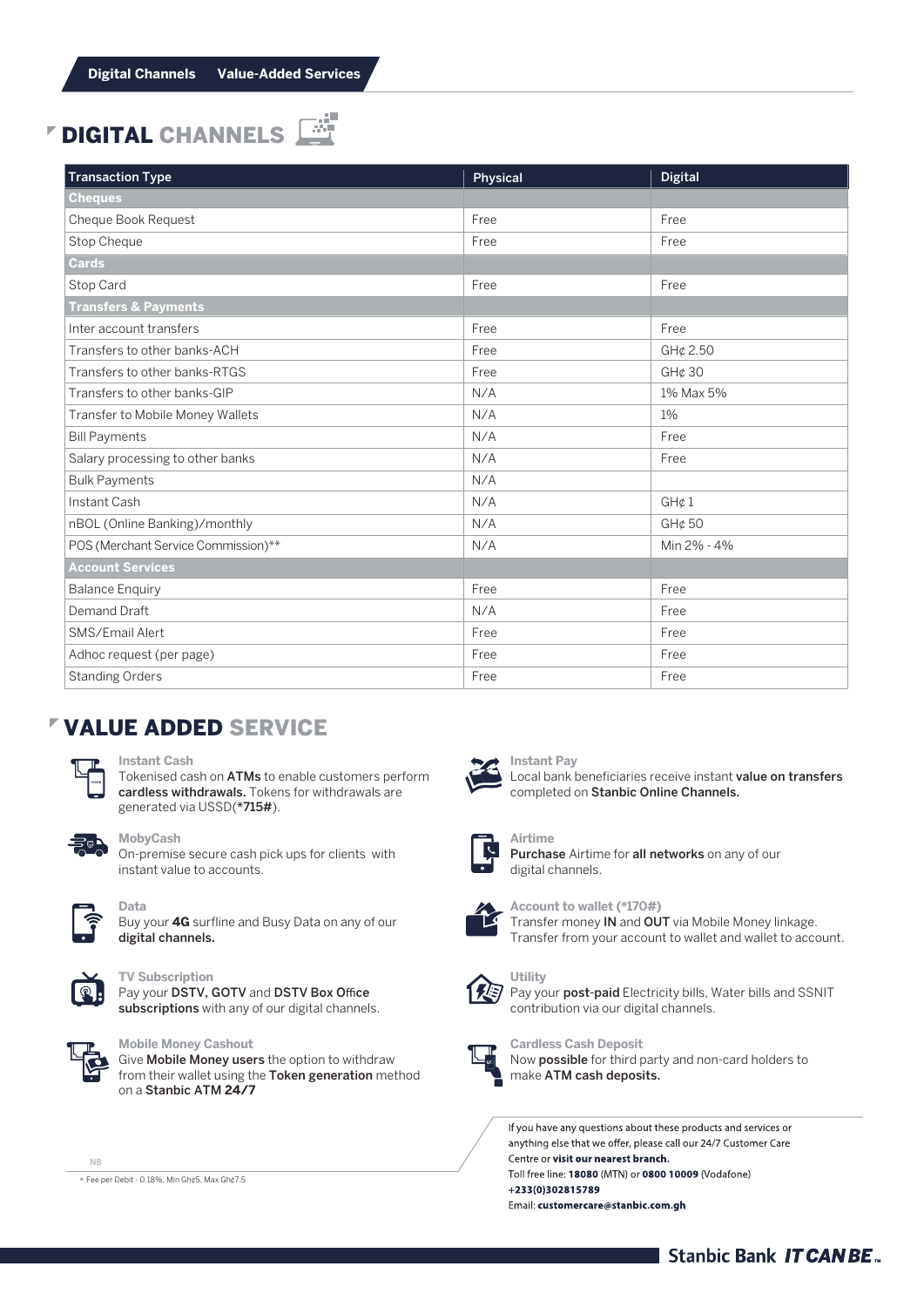# DIGITAL CHANNELS

| Transaction Type | Physical | Digital |
|---|---|---|
| **Cheques** | | |
| Cheque Book Request | Free | Free |
| Stop Cheque | Free | Free |
| **Cards** | | |
| Stop Card | Free | Free |
| **Transfers & Payments** | | |
| Inter account transfers | Free | Free |
| Transfers to other banks-ACH | Free | GH¢ 2.50 |
| Transfers to other banks-RTGS | Free | GH¢ 30 |
| Transfers to other banks-GIP | N/A | 1% Max 5% |
| Transfer to Mobile Money Wallets | N/A | 1% |
| Bill Payments | N/A | Free |
| Salary processing to other banks | N/A | Free |
| Bulk Payments | N/A | |
| Instant Cash | N/A | GH¢ 1 |
| nBOL (Online Banking)/monthly | N/A | GH¢ 50 |
| POS (Merchant Service Commission)** | N/A | Min 2% - 4% |
| **Account Services** | | |
| Balance Enquiry | Free | Free |
| Demand Draft | N/A | Free |
| SMS/Email Alert | Free | Free |
| Adhoc request (per page) | Free | Free |
| Standing Orders | Free | Free |

# VALUE ADDED SERVICE

**Instant Cash**
Tokenised cash on **ATMs** to enable customers perform **cardless withdrawals.** Tokens for withdrawals are generated via USSD(***715#**).

**MobyCash**
On-premise secure cash pick ups for clients with instant value to accounts.

**Data**
Buy your **4G** surfline and Busy Data on any of our **digital channels.**

**TV Subscription**
Pay your **DSTV, GOTV** and **DSTV Box Office subscriptions** with any of our digital channels.

**Mobile Money Cashout**
Give **Mobile Money users** the option to withdraw from their wallet using the **Token generation** method on a **Stanbic ATM 24/7**

**Instant Pay**
Local bank beneficiaries receive instant **value on transfers** completed on **Stanbic Online Channels.**

**Airtime**
**Purchase** Airtime for **all networks** on any of our digital channels.

**Account to wallet (*170#)**
Transfer money **IN** and **OUT** via Mobile Money linkage. Transfer from your account to wallet and wallet to account.

**Utility**
Pay your **post-paid** Electricity bills, Water bills and SSNIT contribution via our digital channels.

**Cardless Cash Deposit**
Now **possible** for third party and non-card holders to make **ATM cash deposits.**

NB

* Fee per Debit - 0.18%, Min Gh¢5, Max Gh¢7.5

If you have any questions about these products and services or anything else that we offer, please call our 24/7 Customer Care Centre or **visit our nearest branch.**
Toll free line: **18080** (MTN) or **0800 10009** (Vodafone)
**+233(0)302815789**
Email: **customercare@stanbic.com.gh**